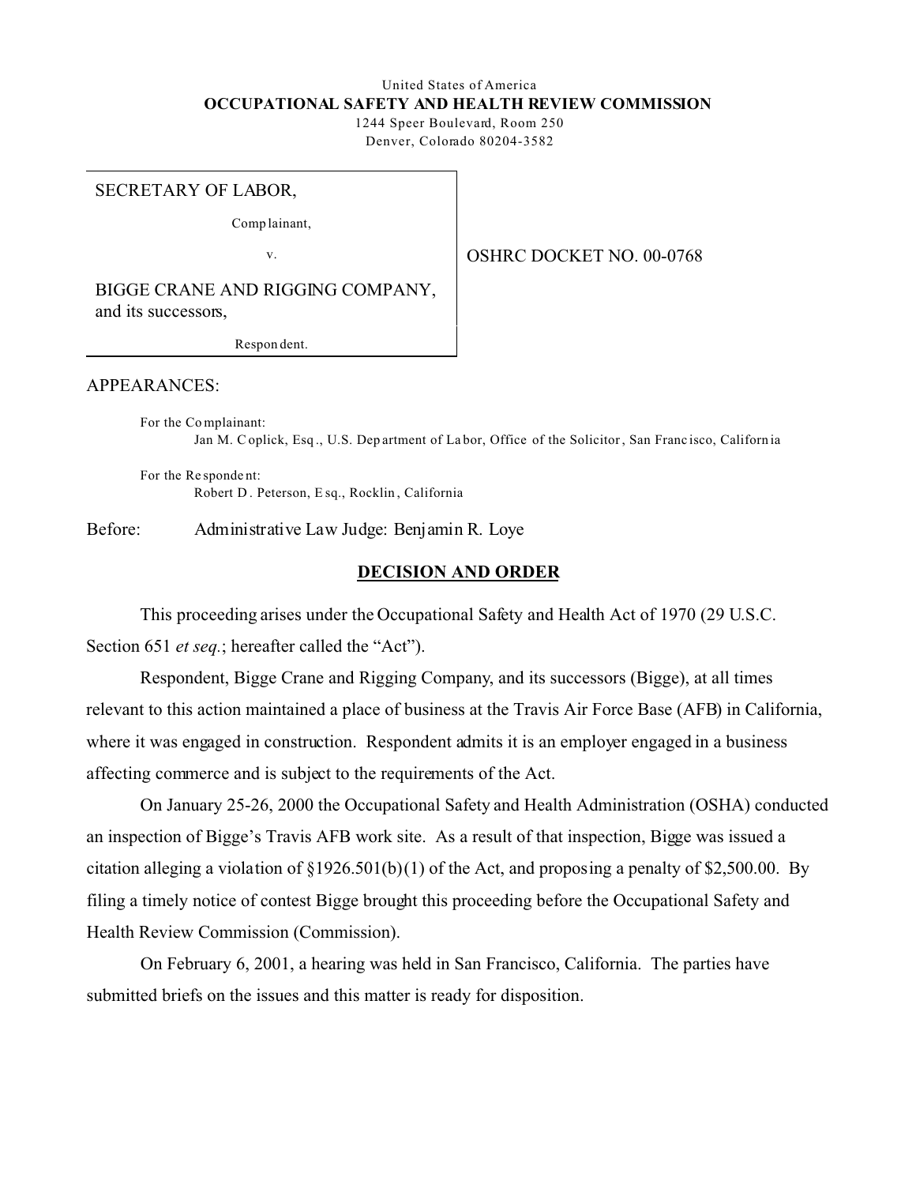United States of America

**OCCUPATIONAL SAFETY AND HEALTH REVIEW COMMISSION**

1244 Speer Boulevard, Room 250

Denver, Colorado 80204-3582

SECRETARY OF LABOR,

Complainant,

v.

BIGGE CRANE AND RIGGING COMPANY, and its successors,

Respondent.

OSHRC DOCKET NO. 00-0768

APPEARANCES:

For the Complainant:
Jan M. Coplick, Esq., U.S. Department of Labor, Office of the Solicitor, San Francisco, California

For the Respondent:
Robert D. Peterson, Esq., Rocklin, California

Before: Administrative Law Judge: Benjamin R. Loye

## DECISION AND ORDER

This proceeding arises under the Occupational Safety and Health Act of 1970 (29 U.S.C. Section 651 *et seq.*; hereafter called the "Act").

Respondent, Bigge Crane and Rigging Company, and its successors (Bigge), at all times relevant to this action maintained a place of business at the Travis Air Force Base (AFB) in California, where it was engaged in construction. Respondent admits it is an employer engaged in a business affecting commerce and is subject to the requirements of the Act.

On January 25-26, 2000 the Occupational Safety and Health Administration (OSHA) conducted an inspection of Bigge's Travis AFB work site. As a result of that inspection, Bigge was issued a citation alleging a violation of §1926.501(b)(1) of the Act, and proposing a penalty of $2,500.00. By filing a timely notice of contest Bigge brought this proceeding before the Occupational Safety and Health Review Commission (Commission).

On February 6, 2001, a hearing was held in San Francisco, California. The parties have submitted briefs on the issues and this matter is ready for disposition.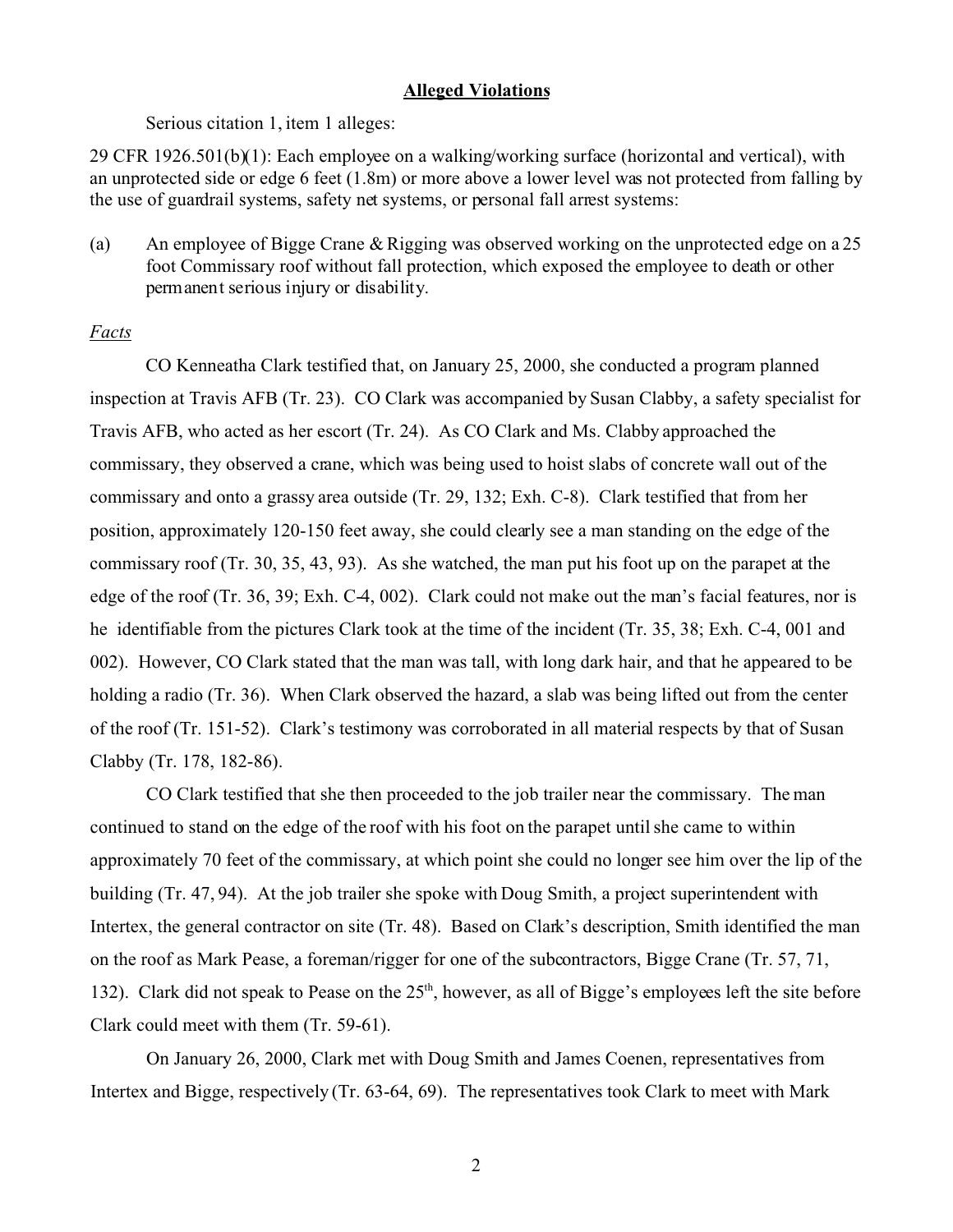**Alleged Violations**

Serious citation 1, item 1 alleges:

29 CFR 1926.501(b)(1): Each employee on a walking/working surface (horizontal and vertical), with an unprotected side or edge 6 feet (1.8m) or more above a lower level was not protected from falling by the use of guardrail systems, safety net systems, or personal fall arrest systems:

(a) An employee of Bigge Crane & Rigging was observed working on the unprotected edge on a 25 foot Commissary roof without fall protection, which exposed the employee to death or other permanent serious injury or disability.

*Facts*

CO Kenneatha Clark testified that, on January 25, 2000, she conducted a program planned inspection at Travis AFB (Tr. 23). CO Clark was accompanied by Susan Clabby, a safety specialist for Travis AFB, who acted as her escort (Tr. 24). As CO Clark and Ms. Clabby approached the commissary, they observed a crane, which was being used to hoist slabs of concrete wall out of the commissary and onto a grassy area outside (Tr. 29, 132; Exh. C-8). Clark testified that from her position, approximately 120-150 feet away, she could clearly see a man standing on the edge of the commissary roof (Tr. 30, 35, 43, 93). As she watched, the man put his foot up on the parapet at the edge of the roof (Tr. 36, 39; Exh. C-4, 002). Clark could not make out the man's facial features, nor is he identifiable from the pictures Clark took at the time of the incident (Tr. 35, 38; Exh. C-4, 001 and 002). However, CO Clark stated that the man was tall, with long dark hair, and that he appeared to be holding a radio (Tr. 36). When Clark observed the hazard, a slab was being lifted out from the center of the roof (Tr. 151-52). Clark's testimony was corroborated in all material respects by that of Susan Clabby (Tr. 178, 182-86).

CO Clark testified that she then proceeded to the job trailer near the commissary. The man continued to stand on the edge of the roof with his foot on the parapet until she came to within approximately 70 feet of the commissary, at which point she could no longer see him over the lip of the building (Tr. 47, 94). At the job trailer she spoke with Doug Smith, a project superintendent with Intertex, the general contractor on site (Tr. 48). Based on Clark's description, Smith identified the man on the roof as Mark Pease, a foreman/rigger for one of the subcontractors, Bigge Crane (Tr. 57, 71, 132). Clark did not speak to Pease on the 25th, however, as all of Bigge's employees left the site before Clark could meet with them (Tr. 59-61).

On January 26, 2000, Clark met with Doug Smith and James Coenen, representatives from Intertex and Bigge, respectively (Tr. 63-64, 69). The representatives took Clark to meet with Mark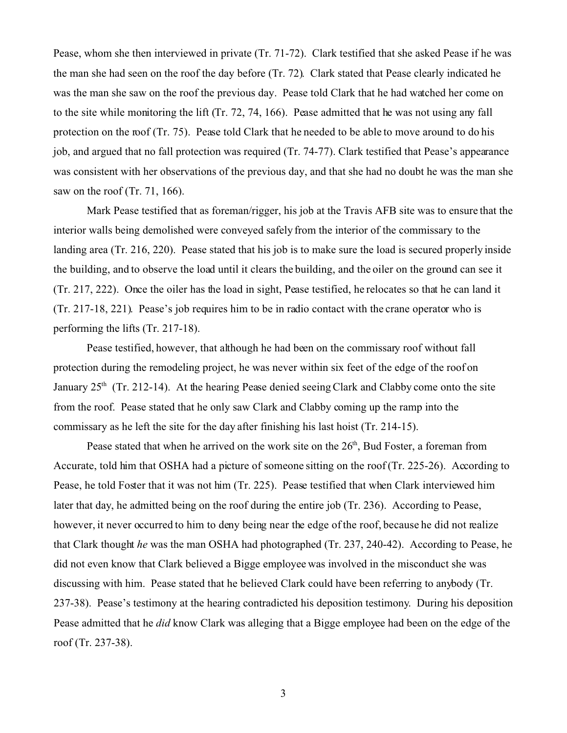Pease, whom she then interviewed in private (Tr. 71-72). Clark testified that she asked Pease if he was the man she had seen on the roof the day before (Tr. 72). Clark stated that Pease clearly indicated he was the man she saw on the roof the previous day. Pease told Clark that he had watched her come on to the site while monitoring the lift (Tr. 72, 74, 166). Pease admitted that he was not using any fall protection on the roof (Tr. 75). Pease told Clark that he needed to be able to move around to do his job, and argued that no fall protection was required (Tr. 74-77). Clark testified that Pease's appearance was consistent with her observations of the previous day, and that she had no doubt he was the man she saw on the roof (Tr. 71, 166).

Mark Pease testified that as foreman/rigger, his job at the Travis AFB site was to ensure that the interior walls being demolished were conveyed safely from the interior of the commissary to the landing area (Tr. 216, 220). Pease stated that his job is to make sure the load is secured properly inside the building, and to observe the load until it clears the building, and the oiler on the ground can see it (Tr. 217, 222). Once the oiler has the load in sight, Pease testified, he relocates so that he can land it (Tr. 217-18, 221). Pease's job requires him to be in radio contact with the crane operator who is performing the lifts (Tr. 217-18).

Pease testified, however, that although he had been on the commissary roof without fall protection during the remodeling project, he was never within six feet of the edge of the roof on January 25th (Tr. 212-14). At the hearing Pease denied seeing Clark and Clabby come onto the site from the roof. Pease stated that he only saw Clark and Clabby coming up the ramp into the commissary as he left the site for the day after finishing his last hoist (Tr. 214-15).

Pease stated that when he arrived on the work site on the 26th, Bud Foster, a foreman from Accurate, told him that OSHA had a picture of someone sitting on the roof (Tr. 225-26). According to Pease, he told Foster that it was not him (Tr. 225). Pease testified that when Clark interviewed him later that day, he admitted being on the roof during the entire job (Tr. 236). According to Pease, however, it never occurred to him to deny being near the edge of the roof, because he did not realize that Clark thought *he* was the man OSHA had photographed (Tr. 237, 240-42). According to Pease, he did not even know that Clark believed a Bigge employee was involved in the misconduct she was discussing with him. Pease stated that he believed Clark could have been referring to anybody (Tr. 237-38). Pease's testimony at the hearing contradicted his deposition testimony. During his deposition Pease admitted that he *did* know Clark was alleging that a Bigge employee had been on the edge of the roof (Tr. 237-38).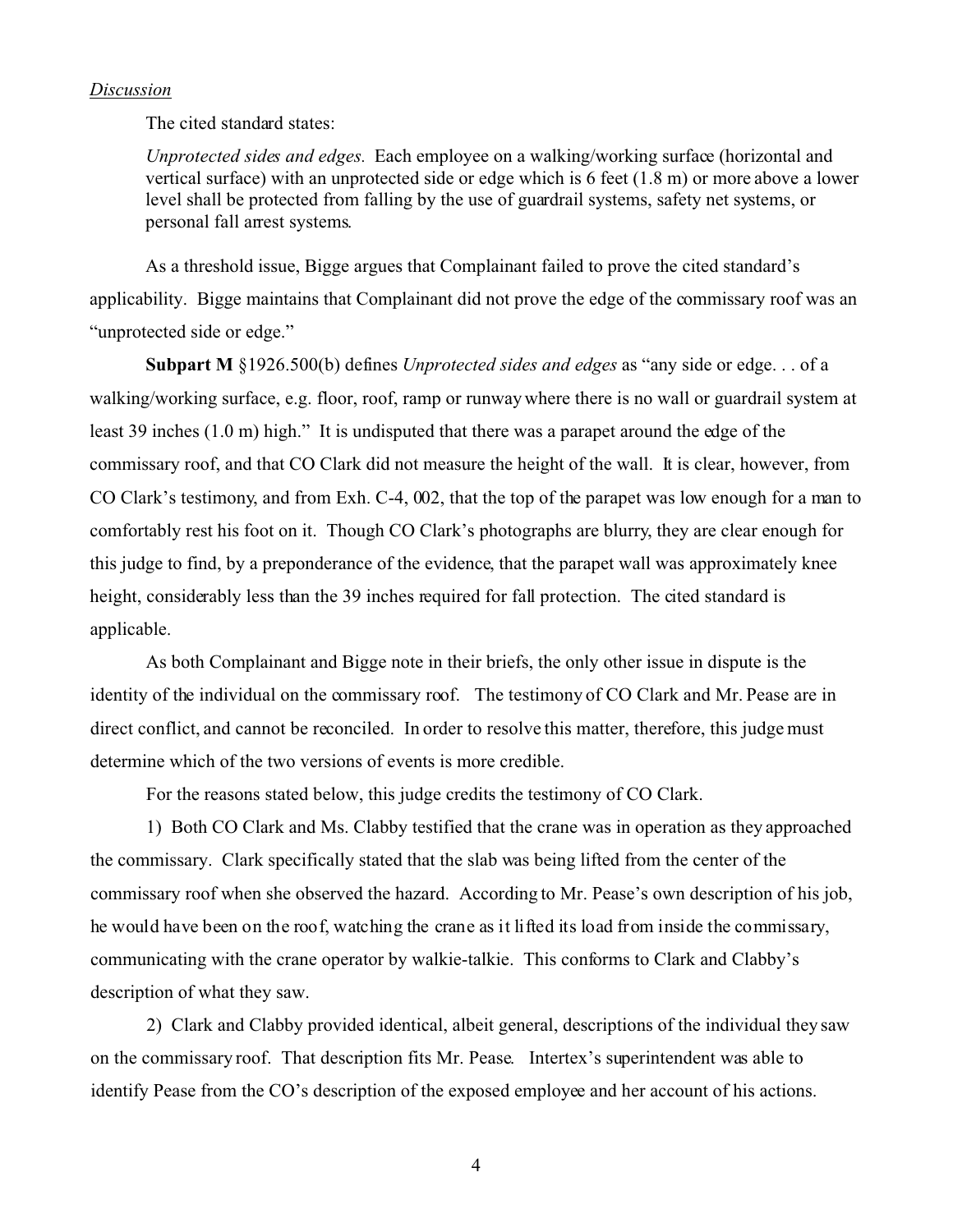*Discussion*

The cited standard states:

> *Unprotected sides and edges.* Each employee on a walking/working surface (horizontal and vertical surface) with an unprotected side or edge which is 6 feet (1.8 m) or more above a lower level shall be protected from falling by the use of guardrail systems, safety net systems, or personal fall arrest systems.

As a threshold issue, Bigge argues that Complainant failed to prove the cited standard's applicability. Bigge maintains that Complainant did not prove the edge of the commissary roof was an "unprotected side or edge."

**Subpart M** §1926.500(b) defines *Unprotected sides and edges* as "any side or edge. . . of a walking/working surface, e.g. floor, roof, ramp or runway where there is no wall or guardrail system at least 39 inches (1.0 m) high." It is undisputed that there was a parapet around the edge of the commissary roof, and that CO Clark did not measure the height of the wall. It is clear, however, from CO Clark's testimony, and from Exh. C-4, 002, that the top of the parapet was low enough for a man to comfortably rest his foot on it. Though CO Clark's photographs are blurry, they are clear enough for this judge to find, by a preponderance of the evidence, that the parapet wall was approximately knee height, considerably less than the 39 inches required for fall protection. The cited standard is applicable.

As both Complainant and Bigge note in their briefs, the only other issue in dispute is the identity of the individual on the commissary roof. The testimony of CO Clark and Mr. Pease are in direct conflict, and cannot be reconciled. In order to resolve this matter, therefore, this judge must determine which of the two versions of events is more credible.

For the reasons stated below, this judge credits the testimony of CO Clark.

1) Both CO Clark and Ms. Clabby testified that the crane was in operation as they approached the commissary. Clark specifically stated that the slab was being lifted from the center of the commissary roof when she observed the hazard. According to Mr. Pease's own description of his job, he would have been on the roof, watching the crane as it lifted its load from inside the commissary, communicating with the crane operator by walkie-talkie. This conforms to Clark and Clabby's description of what they saw.

2) Clark and Clabby provided identical, albeit general, descriptions of the individual they saw on the commissary roof. That description fits Mr. Pease. Intertex's superintendent was able to identify Pease from the CO's description of the exposed employee and her account of his actions.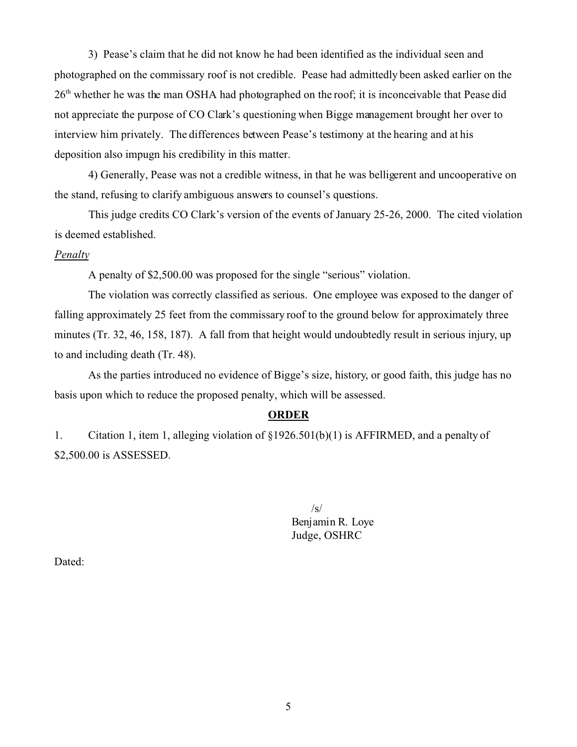3) Pease's claim that he did not know he had been identified as the individual seen and photographed on the commissary roof is not credible. Pease had admittedly been asked earlier on the 26th whether he was the man OSHA had photographed on the roof; it is inconceivable that Pease did not appreciate the purpose of CO Clark's questioning when Bigge management brought her over to interview him privately. The differences between Pease's testimony at the hearing and at his deposition also impugn his credibility in this matter.

4) Generally, Pease was not a credible witness, in that he was belligerent and uncooperative on the stand, refusing to clarify ambiguous answers to counsel's questions.

This judge credits CO Clark's version of the events of January 25-26, 2000. The cited violation is deemed established.

*Penalty*

A penalty of $2,500.00 was proposed for the single "serious" violation.

The violation was correctly classified as serious. One employee was exposed to the danger of falling approximately 25 feet from the commissary roof to the ground below for approximately three minutes (Tr. 32, 46, 158, 187). A fall from that height would undoubtedly result in serious injury, up to and including death (Tr. 48).

As the parties introduced no evidence of Bigge's size, history, or good faith, this judge has no basis upon which to reduce the proposed penalty, which will be assessed.

**ORDER**

1. Citation 1, item 1, alleging violation of §1926.501(b)(1) is AFFIRMED, and a penalty of $2,500.00 is ASSESSED.

/s/
Benjamin R. Loye
Judge, OSHRC

Dated: